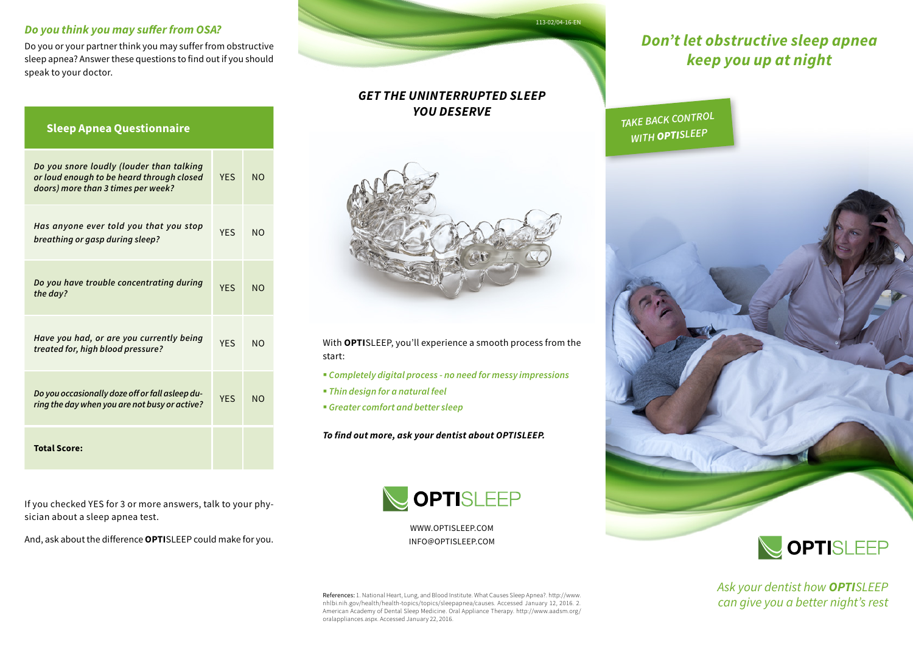## *Do you think you may suffer from OSA?*

Do you or your partner think you may suffer from obstructive sleep apnea? Answer these questions to find out if you should speak to your doctor.

| Sleep Apnea Questionnaire | | |
|---|---|---|
| *Do you snore loudly (louder than talking or loud enough to be heard through closed doors) more than 3 times per week?* | YES | NO |
| *Has anyone ever told you that you stop breathing or gasp during sleep?* | YES | NO |
| *Do you have trouble concentrating during the day?* | YES | NO |
| *Have you had, or are you currently being treated for, high blood pressure?* | YES | NO |
| *Do you occasionally doze off or fall asleep during the day when you are not busy or active?* | YES | NO |
| **Total Score:** | | |

If you checked YES for 3 or more answers, talk to your physician about a sleep apnea test.

And, ask about the difference **OPTI**SLEEP could make for you.

113-02/04-16-EN

## *GET THE UNINTERRUPTED SLEEP YOU DESERVE*

With **OPTI**SLEEP, you'll experience a smooth process from the start:

- *Completely digital process - no need for messy impressions*
- *Thin design for a natural feel*
- *Greater comfort and better sleep*

***To find out more, ask your dentist about OPTISLEEP.***

**OPTI**SLEEP

WWW.OPTISLEEP.COM
INFO@OPTISLEEP.COM

**References:** 1. National Heart, Lung, and Blood Institute. What Causes Sleep Apnea?. http://www.nhlbi.nih.gov/health/health-topics/topics/sleepapnea/causes. Accessed January 12, 2016. 2. American Academy of Dental Sleep Medicine. Oral Appliance Therapy. http://www.aadsm.org/oralappliances.aspx. Accessed January 22, 2016.

# *Don't let obstructive sleep apnea keep you up at night*

*TAKE BACK CONTROL WITH **OPTI**SLEEP*

**OPTI**SLEEP

*Ask your dentist how **OPTI**SLEEP can give you a better night's rest*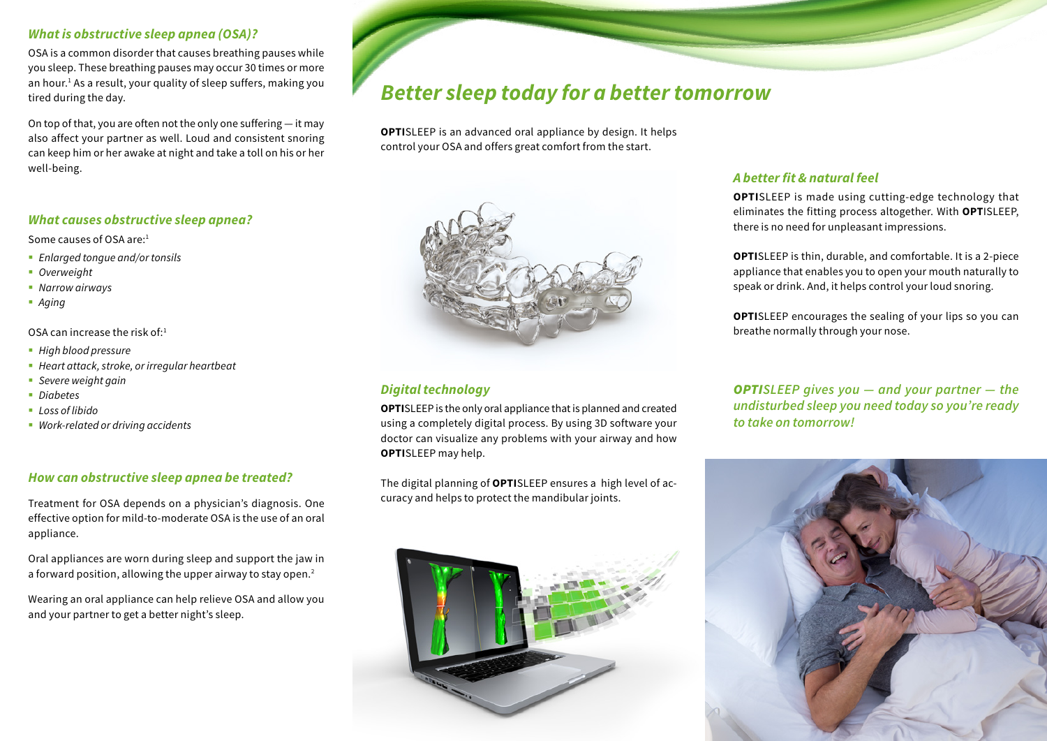### *What is obstructive sleep apnea (OSA)?*

OSA is a common disorder that causes breathing pauses while you sleep. These breathing pauses may occur 30 times or more an hour.[1] As a result, your quality of sleep suffers, making you tired during the day.

On top of that, you are often not the only one suffering — it may also affect your partner as well. Loud and consistent snoring can keep him or her awake at night and take a toll on his or her well-being.

### *What causes obstructive sleep apnea?*

Some causes of OSA are:[1]

- *Enlarged tongue and/or tonsils*
- *Overweight*
- *Narrow airways*
- *Aging*

OSA can increase the risk of:[1]

- *High blood pressure*
- *Heart attack, stroke, or irregular heartbeat*
- *Severe weight gain*
- *Diabetes*
- *Loss of libido*
- *Work-related or driving accidents*

### *How can obstructive sleep apnea be treated?*

Treatment for OSA depends on a physician's diagnosis. One effective option for mild-to-moderate OSA is the use of an oral appliance.

Oral appliances are worn during sleep and support the jaw in a forward position, allowing the upper airway to stay open.[2]

Wearing an oral appliance can help relieve OSA and allow you and your partner to get a better night's sleep.

## *Better sleep today for a better tomorrow*

**OPTI**SLEEP is an advanced oral appliance by design. It helps control your OSA and offers great comfort from the start.

### *Digital technology*

**OPTI**SLEEP is the only oral appliance that is planned and created using a completely digital process. By using 3D software your doctor can visualize any problems with your airway and how **OPTI**SLEEP may help.

The digital planning of **OPTI**SLEEP ensures a high level of accuracy and helps to protect the mandibular joints.

### *A better fit & natural feel*

**OPTI**SLEEP is made using cutting-edge technology that eliminates the fitting process altogether. With **OPT**ISLEEP, there is no need for unpleasant impressions.

**OPTI**SLEEP is thin, durable, and comfortable. It is a 2-piece appliance that enables you to open your mouth naturally to speak or drink. And, it helps control your loud snoring.

**OPTI**SLEEP encourages the sealing of your lips so you can breathe normally through your nose.

***OPTI**SLEEP gives you — and your partner — the undisturbed sleep you need today so you're ready to take on tomorrow!*